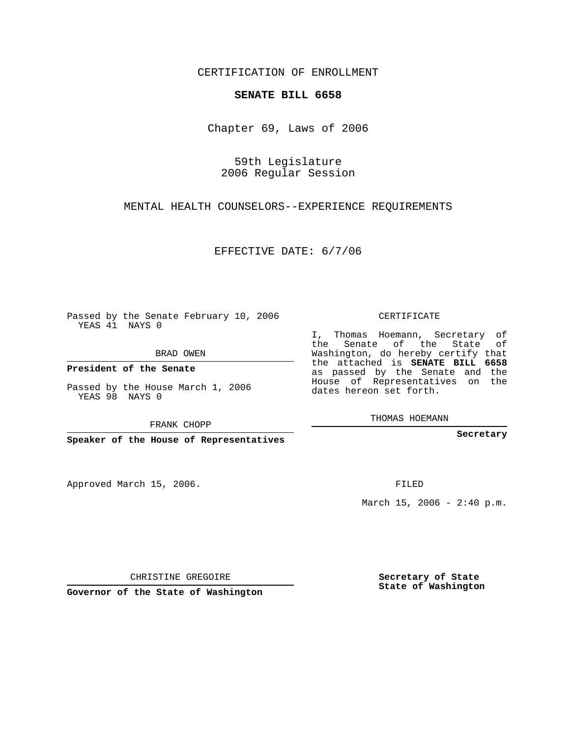CERTIFICATION OF ENROLLMENT

**SENATE BILL 6658**

Chapter 69, Laws of 2006

59th Legislature
2006 Regular Session

MENTAL HEALTH COUNSELORS--EXPERIENCE REQUIREMENTS

EFFECTIVE DATE: 6/7/06

Passed by the Senate February 10, 2006
YEAS 41 NAYS 0

BRAD OWEN

**President of the Senate**

Passed by the House March 1, 2006
YEAS 98 NAYS 0

FRANK CHOPP

**Speaker of the House of Representatives**

Approved March 15, 2006.

CHRISTINE GREGOIRE

**Governor of the State of Washington**

CERTIFICATE

I, Thomas Hoemann, Secretary of the Senate of the State of Washington, do hereby certify that the attached is **SENATE BILL 6658** as passed by the Senate and the House of Representatives on the dates hereon set forth.

THOMAS HOEMANN

**Secretary**

FILED

March 15, 2006 - 2:40 p.m.

**Secretary of State**
**State of Washington**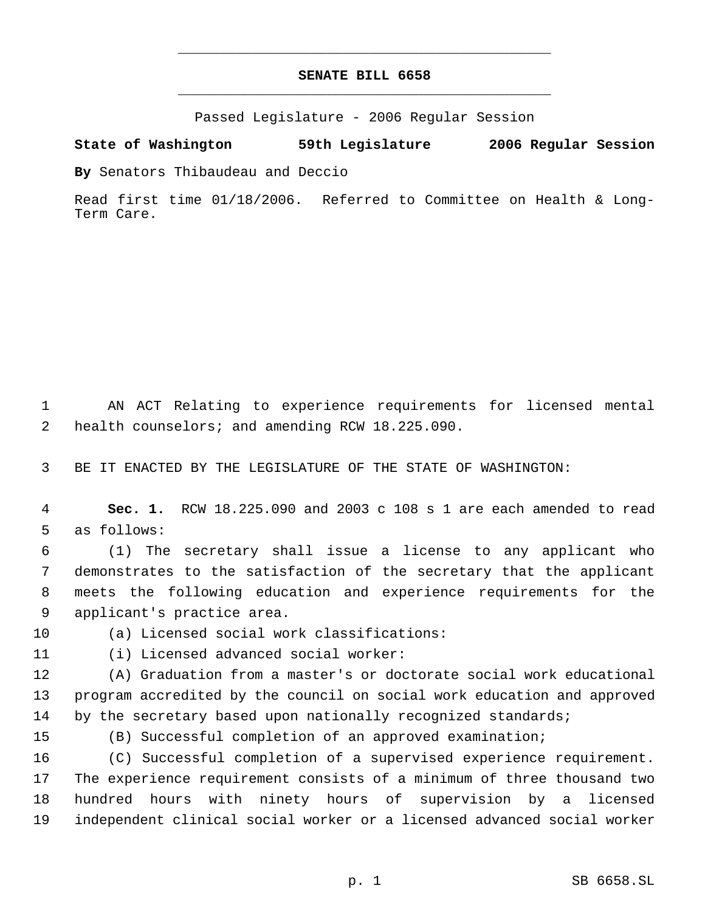# SENATE BILL 6658

Passed Legislature - 2006 Regular Session

**State of Washington 59th Legislature 2006 Regular Session**

**By** Senators Thibaudeau and Deccio

Read first time 01/18/2006. Referred to Committee on Health & Long-Term Care.

AN ACT Relating to experience requirements for licensed mental health counselors; and amending RCW 18.225.090.

BE IT ENACTED BY THE LEGISLATURE OF THE STATE OF WASHINGTON:

**Sec. 1.** RCW 18.225.090 and 2003 c 108 s 1 are each amended to read as follows:

(1) The secretary shall issue a license to any applicant who demonstrates to the satisfaction of the secretary that the applicant meets the following education and experience requirements for the applicant's practice area.

(a) Licensed social work classifications:

(i) Licensed advanced social worker:

(A) Graduation from a master's or doctorate social work educational program accredited by the council on social work education and approved by the secretary based upon nationally recognized standards;

(B) Successful completion of an approved examination;

(C) Successful completion of a supervised experience requirement. The experience requirement consists of a minimum of three thousand two hundred hours with ninety hours of supervision by a licensed independent clinical social worker or a licensed advanced social worker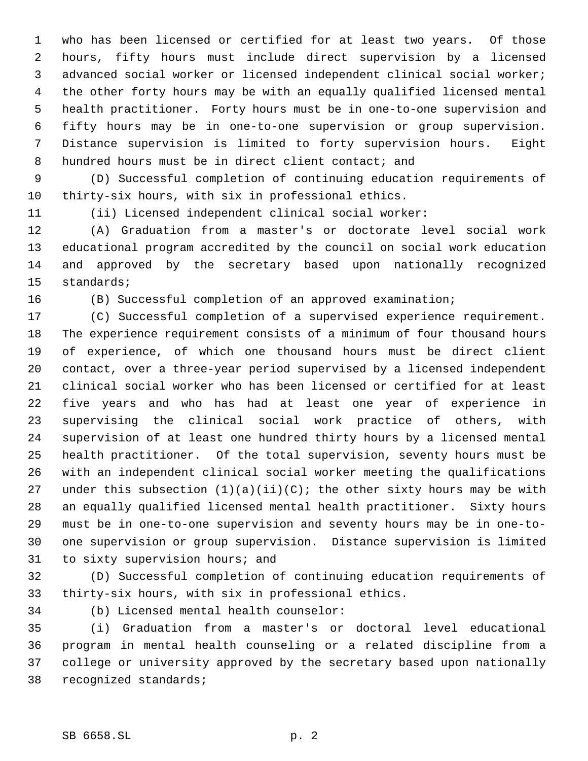who has been licensed or certified for at least two years. Of those hours, fifty hours must include direct supervision by a licensed advanced social worker or licensed independent clinical social worker; the other forty hours may be with an equally qualified licensed mental health practitioner. Forty hours must be in one-to-one supervision and fifty hours may be in one-to-one supervision or group supervision. Distance supervision is limited to forty supervision hours. Eight hundred hours must be in direct client contact; and

(D) Successful completion of continuing education requirements of thirty-six hours, with six in professional ethics.

(ii) Licensed independent clinical social worker:

(A) Graduation from a master's or doctorate level social work educational program accredited by the council on social work education and approved by the secretary based upon nationally recognized standards;

(B) Successful completion of an approved examination;

(C) Successful completion of a supervised experience requirement. The experience requirement consists of a minimum of four thousand hours of experience, of which one thousand hours must be direct client contact, over a three-year period supervised by a licensed independent clinical social worker who has been licensed or certified for at least five years and who has had at least one year of experience in supervising the clinical social work practice of others, with supervision of at least one hundred thirty hours by a licensed mental health practitioner. Of the total supervision, seventy hours must be with an independent clinical social worker meeting the qualifications under this subsection (1)(a)(ii)(C); the other sixty hours may be with an equally qualified licensed mental health practitioner. Sixty hours must be in one-to-one supervision and seventy hours may be in one-to-one supervision or group supervision. Distance supervision is limited to sixty supervision hours; and

(D) Successful completion of continuing education requirements of thirty-six hours, with six in professional ethics.

(b) Licensed mental health counselor:

(i) Graduation from a master's or doctoral level educational program in mental health counseling or a related discipline from a college or university approved by the secretary based upon nationally recognized standards;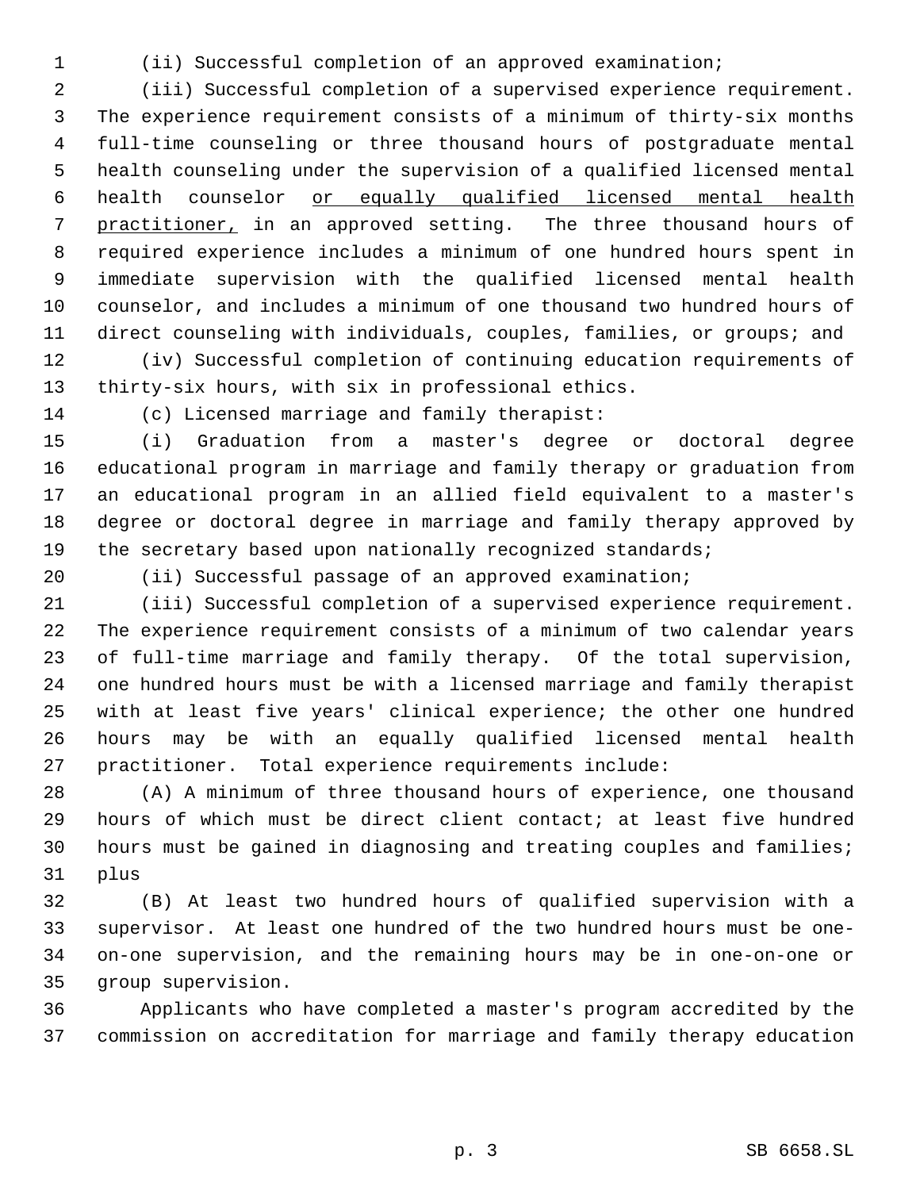(ii) Successful completion of an approved examination;

(iii) Successful completion of a supervised experience requirement. The experience requirement consists of a minimum of thirty-six months full-time counseling or three thousand hours of postgraduate mental health counseling under the supervision of a qualified licensed mental health counselor <u>or equally qualified licensed mental health practitioner,</u> in an approved setting. The three thousand hours of required experience includes a minimum of one hundred hours spent in immediate supervision with the qualified licensed mental health counselor, and includes a minimum of one thousand two hundred hours of direct counseling with individuals, couples, families, or groups; and

(iv) Successful completion of continuing education requirements of thirty-six hours, with six in professional ethics.

(c) Licensed marriage and family therapist:

(i) Graduation from a master's degree or doctoral degree educational program in marriage and family therapy or graduation from an educational program in an allied field equivalent to a master's degree or doctoral degree in marriage and family therapy approved by the secretary based upon nationally recognized standards;

(ii) Successful passage of an approved examination;

(iii) Successful completion of a supervised experience requirement. The experience requirement consists of a minimum of two calendar years of full-time marriage and family therapy. Of the total supervision, one hundred hours must be with a licensed marriage and family therapist with at least five years' clinical experience; the other one hundred hours may be with an equally qualified licensed mental health practitioner. Total experience requirements include:

(A) A minimum of three thousand hours of experience, one thousand hours of which must be direct client contact; at least five hundred hours must be gained in diagnosing and treating couples and families; plus

(B) At least two hundred hours of qualified supervision with a supervisor. At least one hundred of the two hundred hours must be one-on-one supervision, and the remaining hours may be in one-on-one or group supervision.

Applicants who have completed a master's program accredited by the commission on accreditation for marriage and family therapy education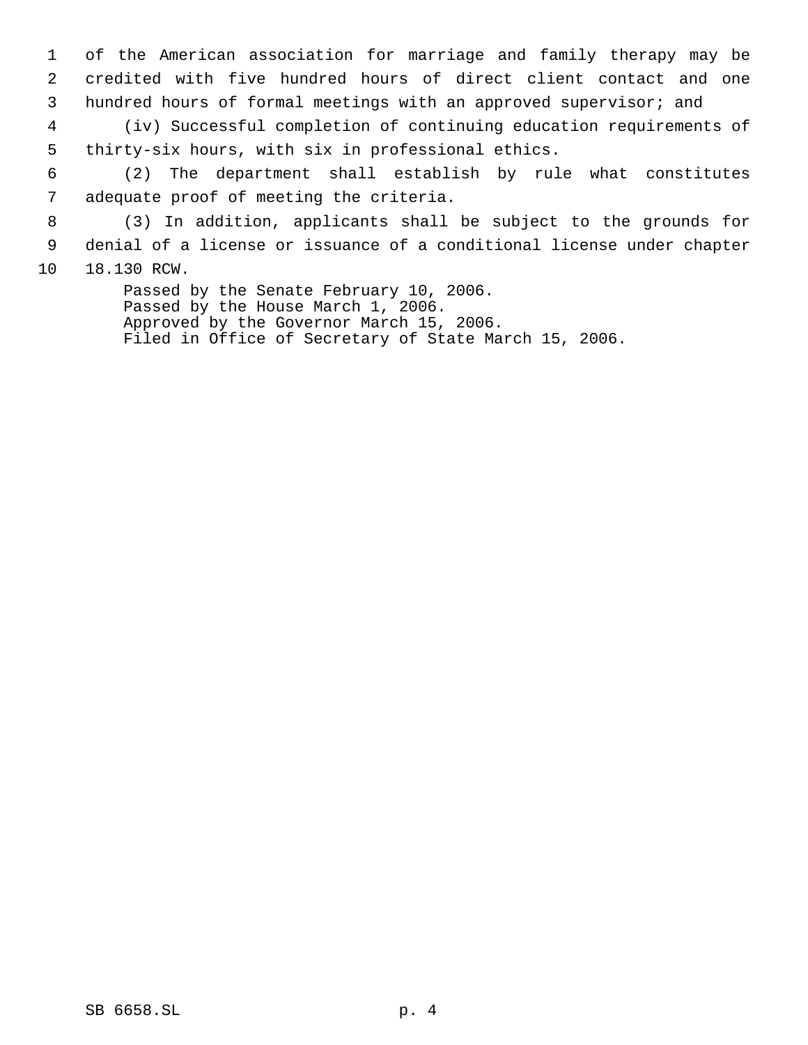of the American association for marriage and family therapy may be credited with five hundred hours of direct client contact and one hundred hours of formal meetings with an approved supervisor; and

(iv) Successful completion of continuing education requirements of thirty-six hours, with six in professional ethics.

(2) The department shall establish by rule what constitutes adequate proof of meeting the criteria.

(3) In addition, applicants shall be subject to the grounds for denial of a license or issuance of a conditional license under chapter 18.130 RCW.

Passed by the Senate February 10, 2006.
Passed by the House March 1, 2006.
Approved by the Governor March 15, 2006.
Filed in Office of Secretary of State March 15, 2006.